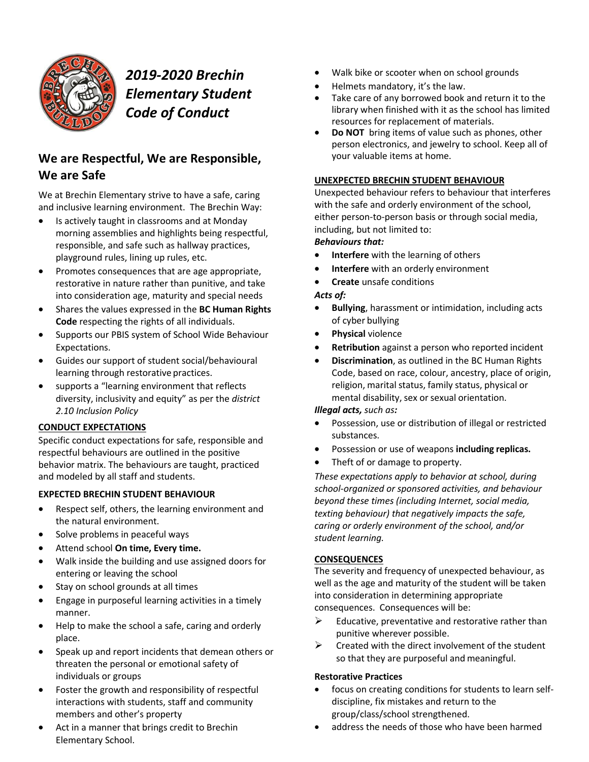# *2019-2020 Brechin Elementary Student Code of Conduct*

## We are Respectful, We are Responsible, We are Safe

We at Brechin Elementary strive to have a safe, caring and inclusive learning environment. The Brechin Way:

- Is actively taught in classrooms and at Monday morning assemblies and highlights being respectful, responsible, and safe such as hallway practices, playground rules, lining up rules, etc.
- Promotes consequences that are age appropriate, restorative in nature rather than punitive, and take into consideration age, maturity and special needs
- Shares the values expressed in the **BC Human Rights Code** respecting the rights of all individuals.
- Supports our PBIS system of School Wide Behaviour Expectations.
- Guides our support of student social/behavioural learning through restorative practices.
- supports a "learning environment that reflects diversity, inclusivity and equity" as per the *district 2.10 Inclusion Policy*

### CONDUCT EXPECTATIONS

Specific conduct expectations for safe, responsible and respectful behaviours are outlined in the positive behavior matrix. The behaviours are taught, practiced and modeled by all staff and students.

### EXPECTED BRECHIN STUDENT BEHAVIOUR

- Respect self, others, the learning environment and the natural environment.
- Solve problems in peaceful ways
- Attend school **On time, Every time.**
- Walk inside the building and use assigned doors for entering or leaving the school
- Stay on school grounds at all times
- Engage in purposeful learning activities in a timely manner.
- Help to make the school a safe, caring and orderly place.
- Speak up and report incidents that demean others or threaten the personal or emotional safety of individuals or groups
- Foster the growth and responsibility of respectful interactions with students, staff and community members and other's property
- Act in a manner that brings credit to Brechin Elementary School.
- Walk bike or scooter when on school grounds
- Helmets mandatory, it's the law.
- Take care of any borrowed book and return it to the library when finished with it as the school has limited resources for replacement of materials.
- **Do NOT** bring items of value such as phones, other person electronics, and jewelry to school. Keep all of your valuable items at home.

### UNEXPECTED BRECHIN STUDENT BEHAVIOUR

Unexpected behaviour refers to behaviour that interferes with the safe and orderly environment of the school, either person-to-person basis or through social media, including, but not limited to:

***Behaviours that:***

- **Interfere** with the learning of others
- **Interfere** with an orderly environment
- **Create** unsafe conditions

***Acts of:***

- **Bullying**, harassment or intimidation, including acts of cyber bullying
- **Physical** violence
- **Retribution** against a person who reported incident
- **Discrimination**, as outlined in the BC Human Rights Code, based on race, colour, ancestry, place of origin, religion, marital status, family status, physical or mental disability, sex or sexual orientation.

***Illegal acts,*** *such as:*

- Possession, use or distribution of illegal or restricted substances.
- Possession or use of weapons **including replicas.**
- Theft of or damage to property.

*These expectations apply to behavior at school, during school-organized or sponsored activities, and behaviour beyond these times (including Internet, social media, texting behaviour) that negatively impacts the safe, caring or orderly environment of the school, and/or student learning.*

### CONSEQUENCES

The severity and frequency of unexpected behaviour, as well as the age and maturity of the student will be taken into consideration in determining appropriate consequences. Consequences will be:

- Educative, preventative and restorative rather than punitive wherever possible.
- Created with the direct involvement of the student so that they are purposeful and meaningful.

**Restorative Practices**

- focus on creating conditions for students to learn self-discipline, fix mistakes and return to the group/class/school strengthened.
- address the needs of those who have been harmed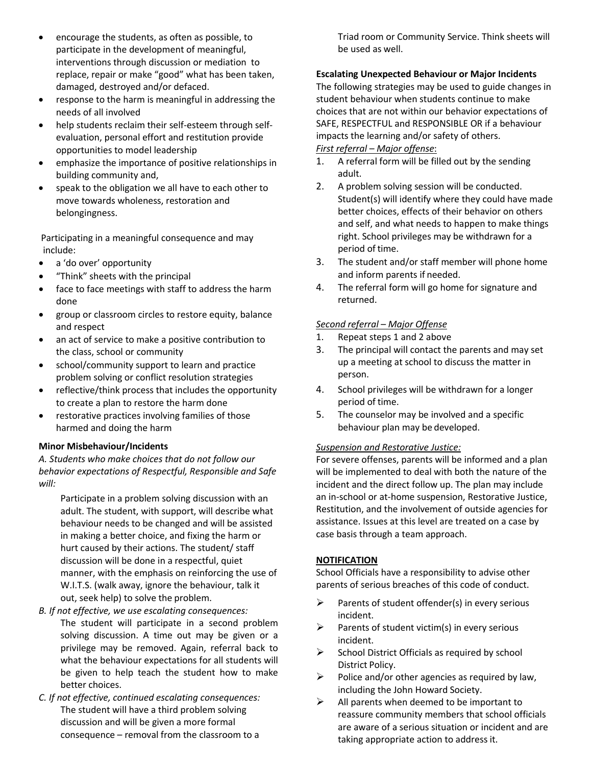- encourage the students, as often as possible, to participate in the development of meaningful, interventions through discussion or mediation to replace, repair or make "good" what has been taken, damaged, destroyed and/or defaced.
- response to the harm is meaningful in addressing the needs of all involved
- help students reclaim their self-esteem through self-evaluation, personal effort and restitution provide opportunities to model leadership
- emphasize the importance of positive relationships in building community and,
- speak to the obligation we all have to each other to move towards wholeness, restoration and belongingness.

Participating in a meaningful consequence and may include:

- a 'do over' opportunity
- "Think" sheets with the principal
- face to face meetings with staff to address the harm done
- group or classroom circles to restore equity, balance and respect
- an act of service to make a positive contribution to the class, school or community
- school/community support to learn and practice problem solving or conflict resolution strategies
- reflective/think process that includes the opportunity to create a plan to restore the harm done
- restorative practices involving families of those harmed and doing the harm

**Minor Misbehaviour/Incidents**

*A. Students who make choices that do not follow our behavior expectations of Respectful, Responsible and Safe will:*

Participate in a problem solving discussion with an adult. The student, with support, will describe what behaviour needs to be changed and will be assisted in making a better choice, and fixing the harm or hurt caused by their actions. The student/ staff discussion will be done in a respectful, quiet manner, with the emphasis on reinforcing the use of W.I.T.S. (walk away, ignore the behaviour, talk it out, seek help) to solve the problem.

*B. If not effective, we use escalating consequences:*

The student will participate in a second problem solving discussion. A time out may be given or a privilege may be removed. Again, referral back to what the behaviour expectations for all students will be given to help teach the student how to make better choices.

*C. If not effective, continued escalating consequences:*

The student will have a third problem solving discussion and will be given a more formal consequence – removal from the classroom to a Triad room or Community Service. Think sheets will be used as well.

**Escalating Unexpected Behaviour or Major Incidents**

The following strategies may be used to guide changes in student behaviour when students continue to make choices that are not within our behavior expectations of SAFE, RESPECTFUL and RESPONSIBLE OR if a behaviour impacts the learning and/or safety of others.

*First referral – Major offense*:

1. A referral form will be filled out by the sending adult.
2. A problem solving session will be conducted. Student(s) will identify where they could have made better choices, effects of their behavior on others and self, and what needs to happen to make things right. School privileges may be withdrawn for a period of time.
3. The student and/or staff member will phone home and inform parents if needed.
4. The referral form will go home for signature and returned.

*Second referral – Major Offense*

1. Repeat steps 1 and 2 above
3. The principal will contact the parents and may set up a meeting at school to discuss the matter in person.
4. School privileges will be withdrawn for a longer period of time.
5. The counselor may be involved and a specific behaviour plan may be developed.

*Suspension and Restorative Justice:*

For severe offenses, parents will be informed and a plan will be implemented to deal with both the nature of the incident and the direct follow up. The plan may include an in-school or at-home suspension, Restorative Justice, Restitution, and the involvement of outside agencies for assistance. Issues at this level are treated on a case by case basis through a team approach.

**NOTIFICATION**

School Officials have a responsibility to advise other parents of serious breaches of this code of conduct.

- Parents of student offender(s) in every serious incident.
- Parents of student victim(s) in every serious incident.
- School District Officials as required by school District Policy.
- Police and/or other agencies as required by law, including the John Howard Society.
- All parents when deemed to be important to reassure community members that school officials are aware of a serious situation or incident and are taking appropriate action to address it.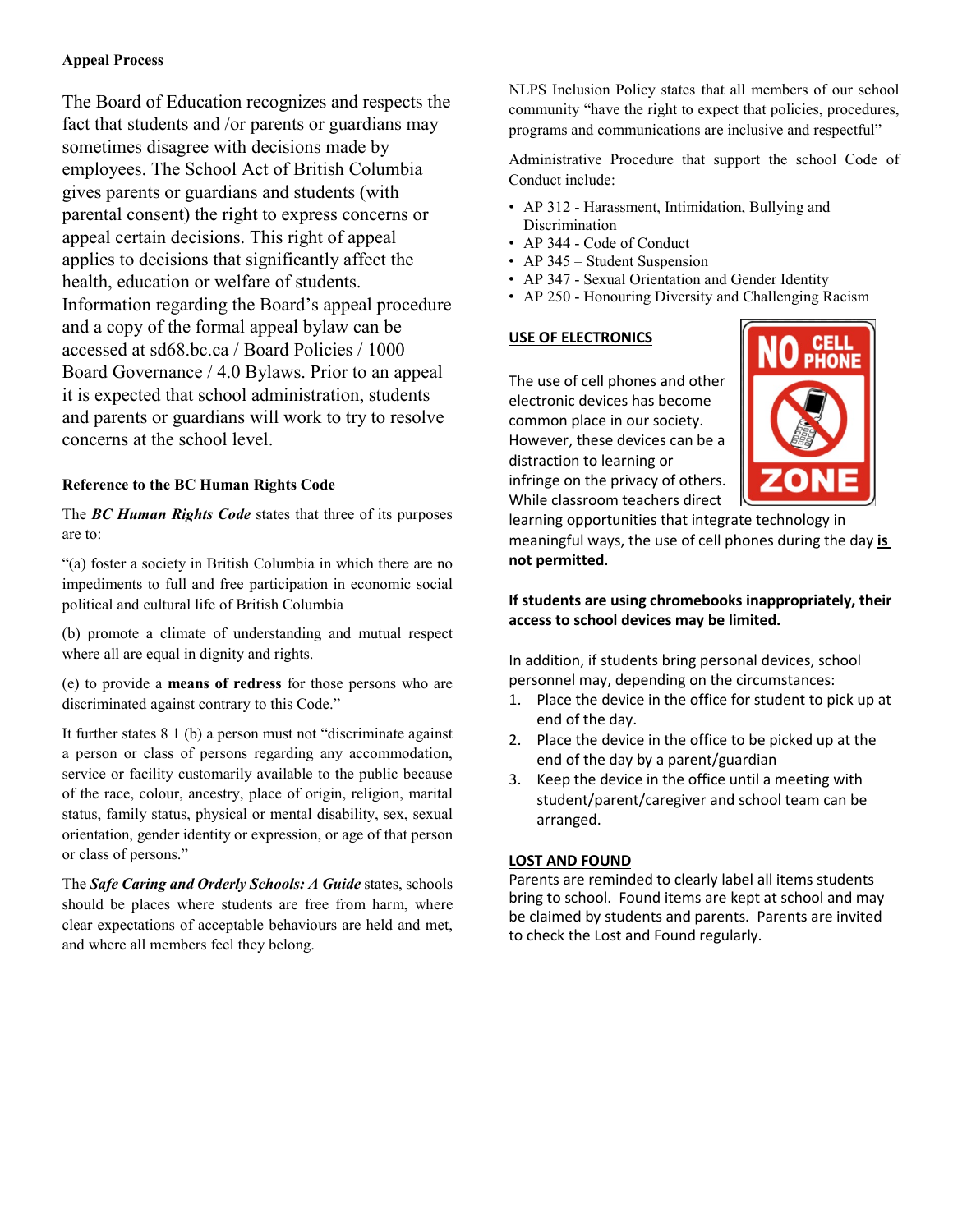**Appeal Process**

The Board of Education recognizes and respects the fact that students and /or parents or guardians may sometimes disagree with decisions made by employees. The School Act of British Columbia gives parents or guardians and students (with parental consent) the right to express concerns or appeal certain decisions. This right of appeal applies to decisions that significantly affect the health, education or welfare of students. Information regarding the Board's appeal procedure and a copy of the formal appeal bylaw can be accessed at sd68.bc.ca / Board Policies / 1000 Board Governance / 4.0 Bylaws. Prior to an appeal it is expected that school administration, students and parents or guardians will work to try to resolve concerns at the school level.

**Reference to the BC Human Rights Code**

The ***BC Human Rights Code*** states that three of its purposes are to:

"(a) foster a society in British Columbia in which there are no impediments to full and free participation in economic social political and cultural life of British Columbia

(b) promote a climate of understanding and mutual respect where all are equal in dignity and rights.

(e) to provide a **means of redress** for those persons who are discriminated against contrary to this Code."

It further states 8 1 (b) a person must not "discriminate against a person or class of persons regarding any accommodation, service or facility customarily available to the public because of the race, colour, ancestry, place of origin, religion, marital status, family status, physical or mental disability, sex, sexual orientation, gender identity or expression, or age of that person or class of persons."

The ***Safe Caring and Orderly Schools: A Guide*** states, schools should be places where students are free from harm, where clear expectations of acceptable behaviours are held and met, and where all members feel they belong.

NLPS Inclusion Policy states that all members of our school community "have the right to expect that policies, procedures, programs and communications are inclusive and respectful"

Administrative Procedure that support the school Code of Conduct include:

- AP 312 - Harassment, Intimidation, Bullying and Discrimination
- AP 344 - Code of Conduct
- AP 345 – Student Suspension
- AP 347 - Sexual Orientation and Gender Identity
- AP 250 - Honouring Diversity and Challenging Racism

**USE OF ELECTRONICS**

NO CELL PHONE ZONE

The use of cell phones and other electronic devices has become common place in our society. However, these devices can be a distraction to learning or infringe on the privacy of others. While classroom teachers direct learning opportunities that integrate technology in meaningful ways, the use of cell phones during the day **is not permitted**.

**If students are using chromebooks inappropriately, their access to school devices may be limited.**

In addition, if students bring personal devices, school personnel may, depending on the circumstances:

1. Place the device in the office for student to pick up at end of the day.
2. Place the device in the office to be picked up at the end of the day by a parent/guardian
3. Keep the device in the office until a meeting with student/parent/caregiver and school team can be arranged.

**LOST AND FOUND**

Parents are reminded to clearly label all items students bring to school. Found items are kept at school and may be claimed by students and parents. Parents are invited to check the Lost and Found regularly.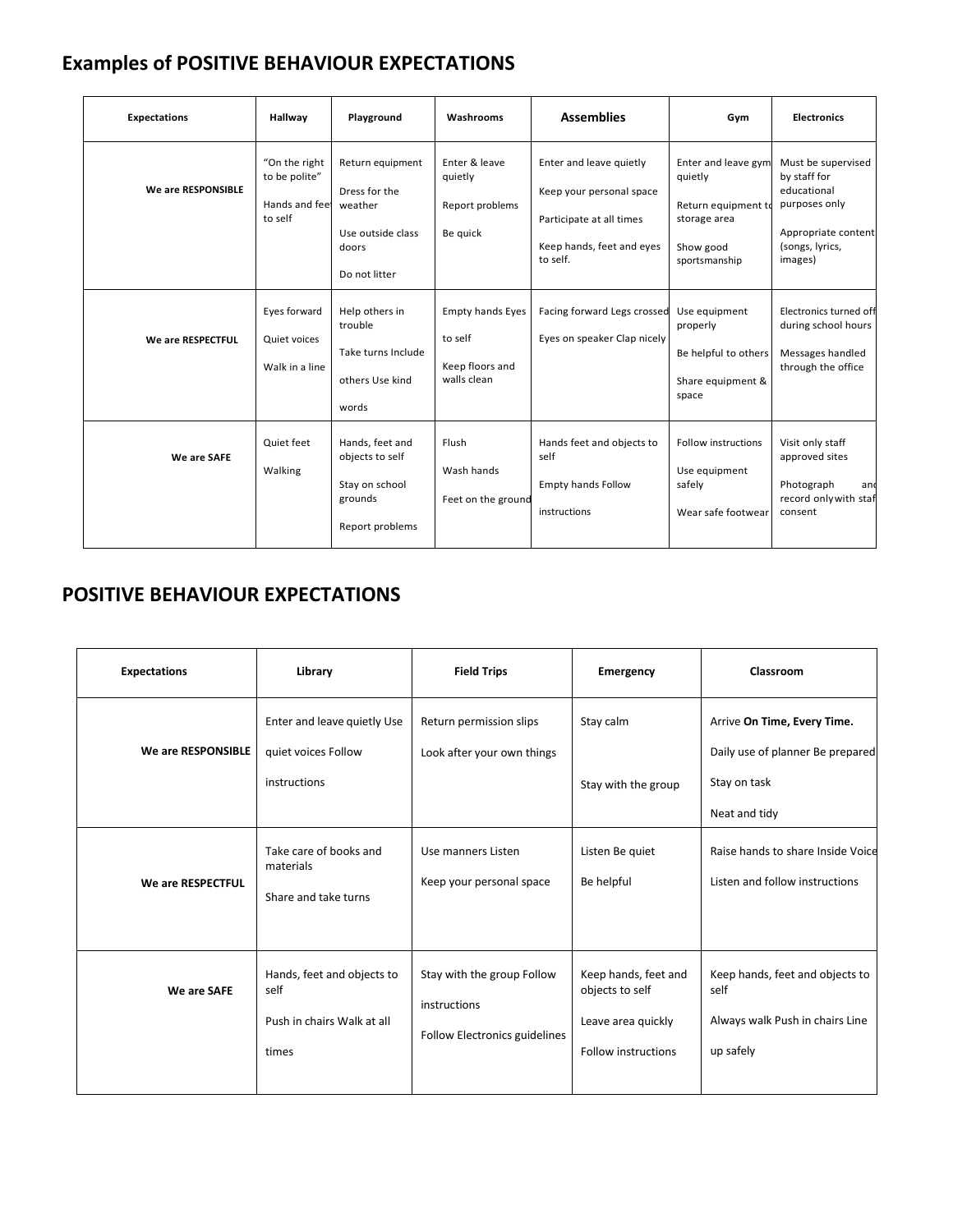## Examples of POSITIVE BEHAVIOUR EXPECTATIONS

| Expectations | Hallway | Playground | Washrooms | Assemblies | Gym | Electronics |
|---|---|---|---|---|---|---|
| We are RESPONSIBLE | "On the right to be polite"<br><br>Hands and feet to self | Return equipment<br><br>Dress for the weather<br><br>Use outside class doors<br><br>Do not litter | Enter & leave quietly<br><br>Report problems<br><br>Be quick | Enter and leave quietly<br><br>Keep your personal space<br><br>Participate at all times<br><br>Keep hands, feet and eyes to self. | Enter and leave gym quietly<br><br>Return equipment to storage area<br><br>Show good sportsmanship | Must be supervised by staff for educational purposes only<br><br>Appropriate content (songs, lyrics, images) |
| We are RESPECTFUL | Eyes forward<br><br>Quiet voices<br><br>Walk in a line | Help others in trouble<br><br>Take turns Include others Use kind words | Empty hands Eyes to self<br><br>Keep floors and walls clean | Facing forward Legs crossed<br><br>Eyes on speaker Clap nicely | Use equipment properly<br><br>Be helpful to others<br><br>Share equipment & space | Electronics turned off during school hours<br><br>Messages handled through the office |
| We are SAFE | Quiet feet<br><br>Walking | Hands, feet and objects to self<br><br>Stay on school grounds<br><br>Report problems | Flush<br><br>Wash hands<br><br>Feet on the ground | Hands feet and objects to self<br><br>Empty hands Follow instructions | Follow instructions<br><br>Use equipment safely<br><br>Wear safe footwear | Visit only staff approved sites<br><br>Photograph and record only with staff consent |

## POSITIVE BEHAVIOUR EXPECTATIONS

| Expectations | Library | Field Trips | Emergency | Classroom |
|---|---|---|---|---|
| We are RESPONSIBLE | Enter and leave quietly Use quiet voices Follow instructions | Return permission slips<br><br>Look after your own things | Stay calm<br><br>Stay with the group | Arrive **On Time, Every Time.**<br><br>Daily use of planner Be prepared<br><br>Stay on task<br><br>Neat and tidy |
| We are RESPECTFUL | Take care of books and materials<br><br>Share and take turns | Use manners Listen<br><br>Keep your personal space | Listen Be quiet<br><br>Be helpful | Raise hands to share Inside Voice<br><br>Listen and follow instructions |
| We are SAFE | Hands, feet and objects to self<br><br>Push in chairs Walk at all times | Stay with the group Follow instructions<br><br>Follow Electronics guidelines | Keep hands, feet and objects to self<br><br>Leave area quickly<br><br>Follow instructions | Keep hands, feet and objects to self<br><br>Always walk Push in chairs Line up safely |